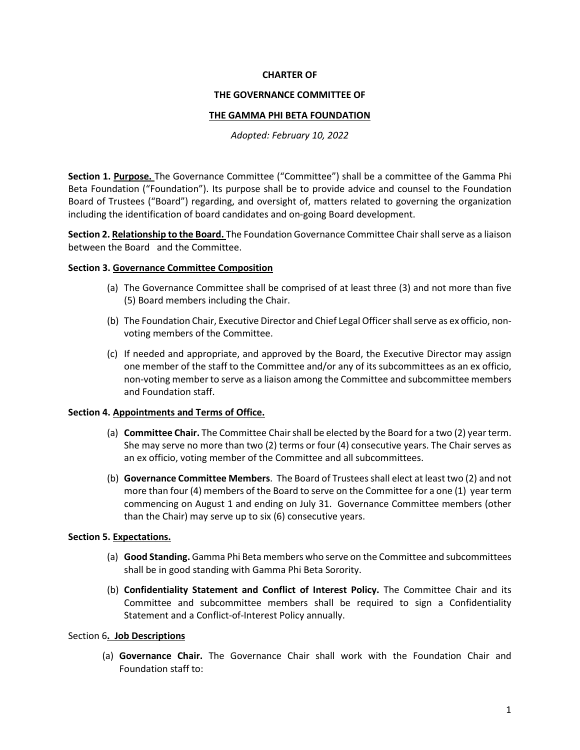**CHARTER OF**

**THE GOVERNANCE COMMITTEE OF**

**THE GAMMA PHI BETA FOUNDATION**

*Adopted: February 10, 2022*

**Section 1. Purpose.** The Governance Committee ("Committee") shall be a committee of the Gamma Phi Beta Foundation ("Foundation"). Its purpose shall be to provide advice and counsel to the Foundation Board of Trustees ("Board") regarding, and oversight of, matters related to governing the organization including the identification of board candidates and on-going Board development.

**Section 2. Relationship to the Board.** The Foundation Governance Committee Chair shall serve as a liaison between the Board and the Committee.

**Section 3. Governance Committee Composition**

(a) The Governance Committee shall be comprised of at least three (3) and not more than five (5) Board members including the Chair.

(b) The Foundation Chair, Executive Director and Chief Legal Officer shall serve as ex officio, non-voting members of the Committee.

(c) If needed and appropriate, and approved by the Board, the Executive Director may assign one member of the staff to the Committee and/or any of its subcommittees as an ex officio, non-voting member to serve as a liaison among the Committee and subcommittee members and Foundation staff.

**Section 4. Appointments and Terms of Office.**

(a) **Committee Chair.** The Committee Chair shall be elected by the Board for a two (2) year term. She may serve no more than two (2) terms or four (4) consecutive years. The Chair serves as an ex officio, voting member of the Committee and all subcommittees.

(b) **Governance Committee Members**. The Board of Trustees shall elect at least two (2) and not more than four (4) members of the Board to serve on the Committee for a one (1) year term commencing on August 1 and ending on July 31. Governance Committee members (other than the Chair) may serve up to six (6) consecutive years.

**Section 5. Expectations.**

(a) **Good Standing.** Gamma Phi Beta members who serve on the Committee and subcommittees shall be in good standing with Gamma Phi Beta Sorority.

(b) **Confidentiality Statement and Conflict of Interest Policy.** The Committee Chair and its Committee and subcommittee members shall be required to sign a Confidentiality Statement and a Conflict-of-Interest Policy annually.

Section 6**. Job Descriptions**

(a) **Governance Chair.** The Governance Chair shall work with the Foundation Chair and Foundation staff to: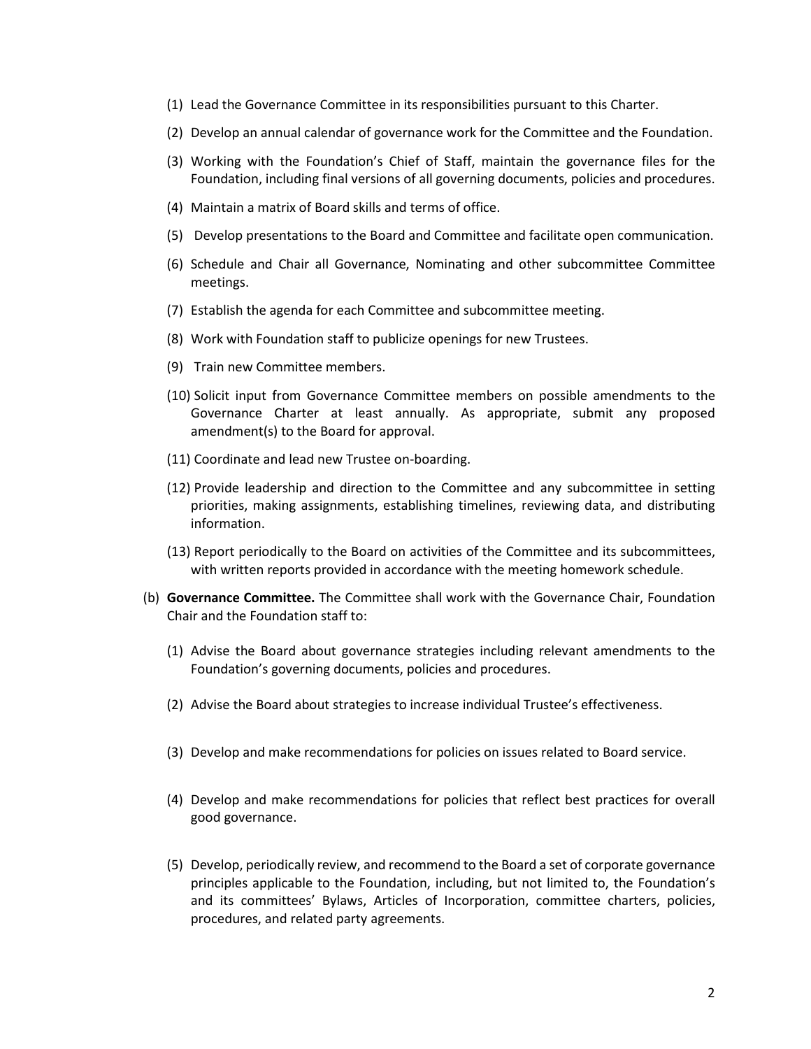(1) Lead the Governance Committee in its responsibilities pursuant to this Charter.

(2) Develop an annual calendar of governance work for the Committee and the Foundation.

(3) Working with the Foundation's Chief of Staff, maintain the governance files for the Foundation, including final versions of all governing documents, policies and procedures.

(4) Maintain a matrix of Board skills and terms of office.

(5) Develop presentations to the Board and Committee and facilitate open communication.

(6) Schedule and Chair all Governance, Nominating and other subcommittee Committee meetings.

(7) Establish the agenda for each Committee and subcommittee meeting.

(8) Work with Foundation staff to publicize openings for new Trustees.

(9) Train new Committee members.

(10) Solicit input from Governance Committee members on possible amendments to the Governance Charter at least annually. As appropriate, submit any proposed amendment(s) to the Board for approval.

(11) Coordinate and lead new Trustee on-boarding.

(12) Provide leadership and direction to the Committee and any subcommittee in setting priorities, making assignments, establishing timelines, reviewing data, and distributing information.

(13) Report periodically to the Board on activities of the Committee and its subcommittees, with written reports provided in accordance with the meeting homework schedule.

(b) **Governance Committee.** The Committee shall work with the Governance Chair, Foundation Chair and the Foundation staff to:

(1) Advise the Board about governance strategies including relevant amendments to the Foundation's governing documents, policies and procedures.

(2) Advise the Board about strategies to increase individual Trustee's effectiveness.

(3) Develop and make recommendations for policies on issues related to Board service.

(4) Develop and make recommendations for policies that reflect best practices for overall good governance.

(5) Develop, periodically review, and recommend to the Board a set of corporate governance principles applicable to the Foundation, including, but not limited to, the Foundation's and its committees' Bylaws, Articles of Incorporation, committee charters, policies, procedures, and related party agreements.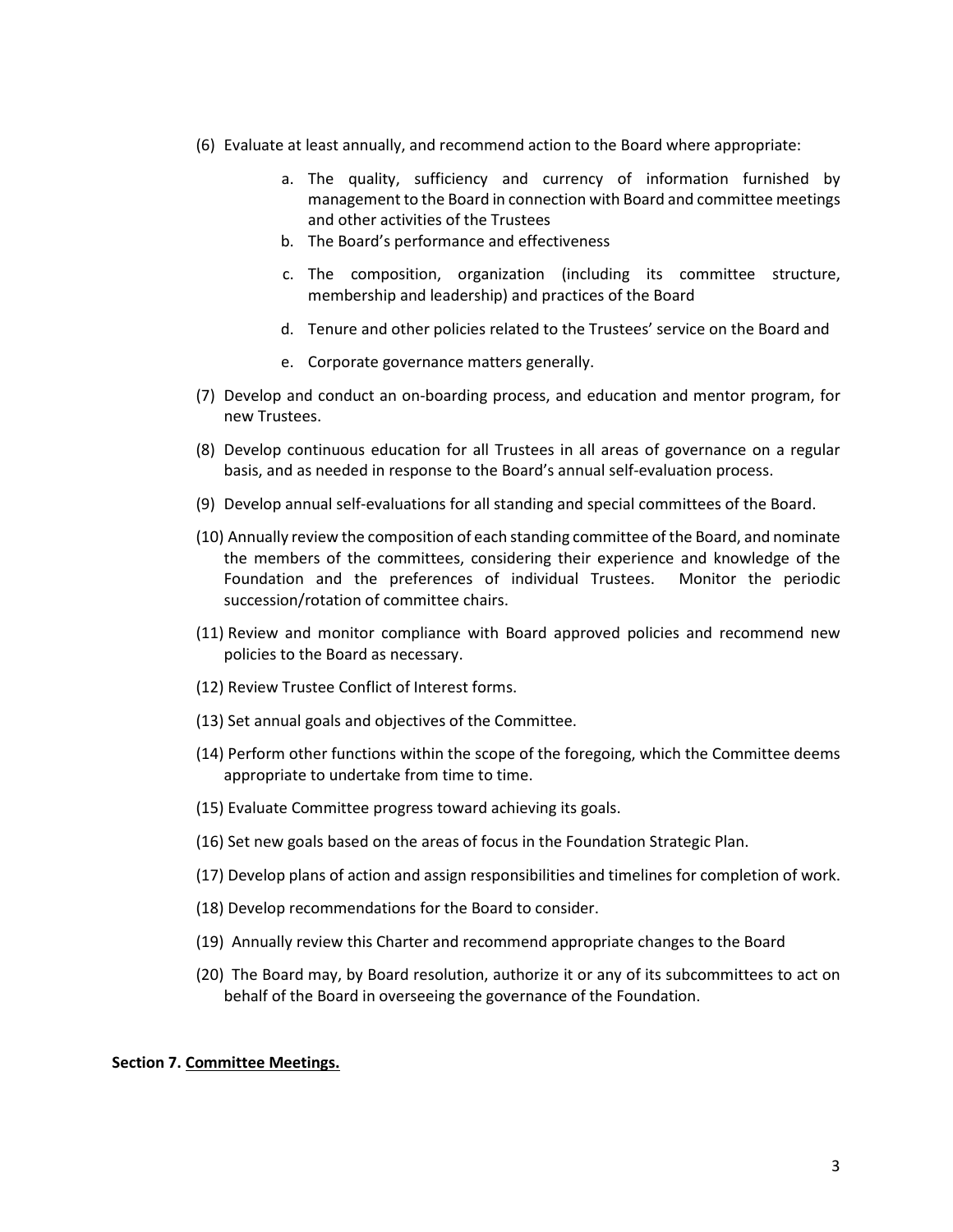(6) Evaluate at least annually, and recommend action to the Board where appropriate:

   a. The quality, sufficiency and currency of information furnished by management to the Board in connection with Board and committee meetings and other activities of the Trustees
   b. The Board's performance and effectiveness
   c. The composition, organization (including its committee structure, membership and leadership) and practices of the Board
   d. Tenure and other policies related to the Trustees' service on the Board and
   e. Corporate governance matters generally.

(7) Develop and conduct an on-boarding process, and education and mentor program, for new Trustees.

(8) Develop continuous education for all Trustees in all areas of governance on a regular basis, and as needed in response to the Board's annual self-evaluation process.

(9) Develop annual self-evaluations for all standing and special committees of the Board.

(10) Annually review the composition of each standing committee of the Board, and nominate the members of the committees, considering their experience and knowledge of the Foundation and the preferences of individual Trustees. Monitor the periodic succession/rotation of committee chairs.

(11) Review and monitor compliance with Board approved policies and recommend new policies to the Board as necessary.

(12) Review Trustee Conflict of Interest forms.

(13) Set annual goals and objectives of the Committee.

(14) Perform other functions within the scope of the foregoing, which the Committee deems appropriate to undertake from time to time.

(15) Evaluate Committee progress toward achieving its goals.

(16) Set new goals based on the areas of focus in the Foundation Strategic Plan.

(17) Develop plans of action and assign responsibilities and timelines for completion of work.

(18) Develop recommendations for the Board to consider.

(19) Annually review this Charter and recommend appropriate changes to the Board

(20) The Board may, by Board resolution, authorize it or any of its subcommittees to act on behalf of the Board in overseeing the governance of the Foundation.

**Section 7. <u>Committee Meetings.</u>**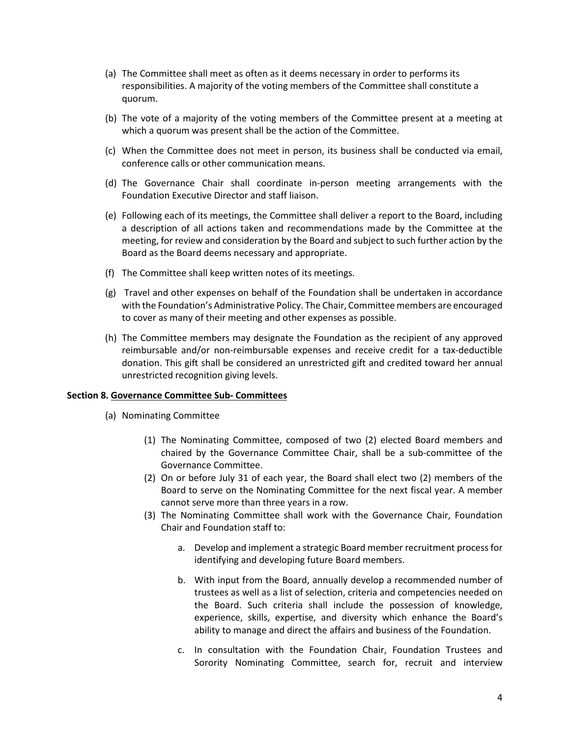(a) The Committee shall meet as often as it deems necessary in order to performs its responsibilities. A majority of the voting members of the Committee shall constitute a quorum.

(b) The vote of a majority of the voting members of the Committee present at a meeting at which a quorum was present shall be the action of the Committee.

(c) When the Committee does not meet in person, its business shall be conducted via email, conference calls or other communication means.

(d) The Governance Chair shall coordinate in-person meeting arrangements with the Foundation Executive Director and staff liaison.

(e) Following each of its meetings, the Committee shall deliver a report to the Board, including a description of all actions taken and recommendations made by the Committee at the meeting, for review and consideration by the Board and subject to such further action by the Board as the Board deems necessary and appropriate.

(f) The Committee shall keep written notes of its meetings.

(g) Travel and other expenses on behalf of the Foundation shall be undertaken in accordance with the Foundation's Administrative Policy. The Chair, Committee members are encouraged to cover as many of their meeting and other expenses as possible.

(h) The Committee members may designate the Foundation as the recipient of any approved reimbursable and/or non-reimbursable expenses and receive credit for a tax-deductible donation. This gift shall be considered an unrestricted gift and credited toward her annual unrestricted recognition giving levels.

**Section 8. <u>Governance Committee Sub- Committees</u>**

(a) Nominating Committee

(1) The Nominating Committee, composed of two (2) elected Board members and chaired by the Governance Committee Chair, shall be a sub-committee of the Governance Committee.

(2) On or before July 31 of each year, the Board shall elect two (2) members of the Board to serve on the Nominating Committee for the next fiscal year. A member cannot serve more than three years in a row.

(3) The Nominating Committee shall work with the Governance Chair, Foundation Chair and Foundation staff to:

a. Develop and implement a strategic Board member recruitment process for identifying and developing future Board members.

b. With input from the Board, annually develop a recommended number of trustees as well as a list of selection, criteria and competencies needed on the Board. Such criteria shall include the possession of knowledge, experience, skills, expertise, and diversity which enhance the Board's ability to manage and direct the affairs and business of the Foundation.

c. In consultation with the Foundation Chair, Foundation Trustees and Sorority Nominating Committee, search for, recruit and interview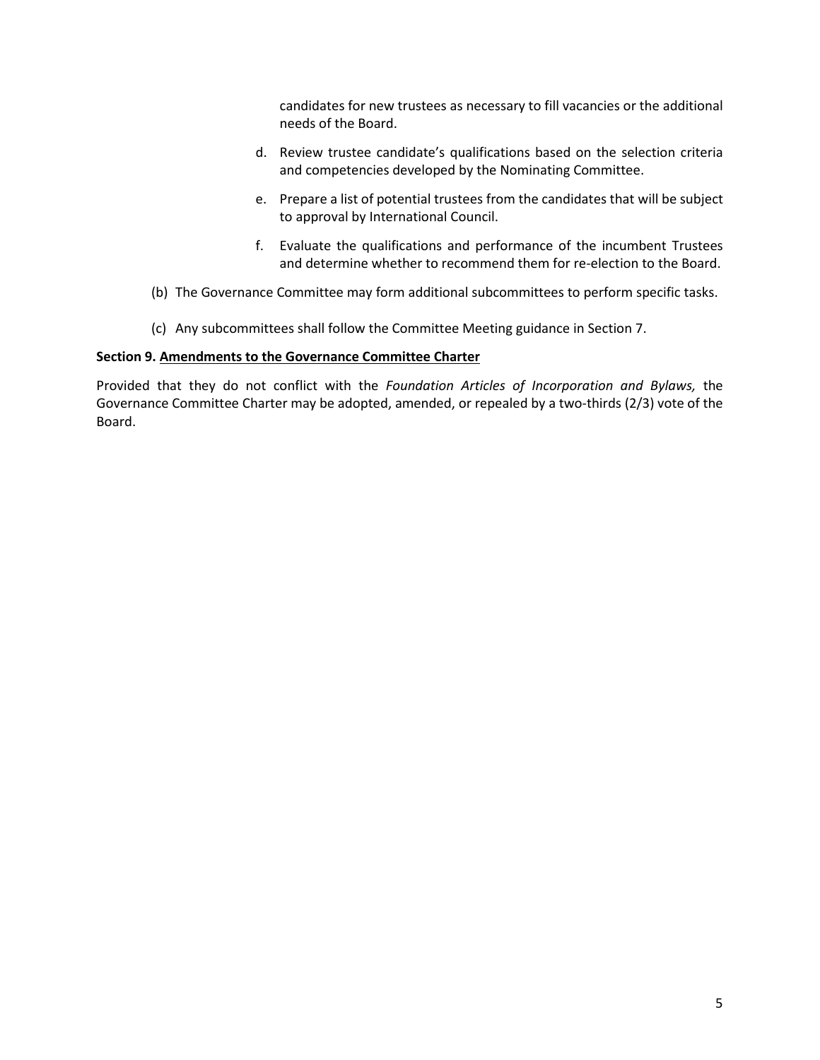candidates for new trustees as necessary to fill vacancies or the additional needs of the Board.

d. Review trustee candidate's qualifications based on the selection criteria and competencies developed by the Nominating Committee.

e. Prepare a list of potential trustees from the candidates that will be subject to approval by International Council.

f. Evaluate the qualifications and performance of the incumbent Trustees and determine whether to recommend them for re-election to the Board.

(b) The Governance Committee may form additional subcommittees to perform specific tasks.

(c) Any subcommittees shall follow the Committee Meeting guidance in Section 7.

**Section 9. Amendments to the Governance Committee Charter**

Provided that they do not conflict with the *Foundation Articles of Incorporation and Bylaws,* the Governance Committee Charter may be adopted, amended, or repealed by a two-thirds (2/3) vote of the Board.